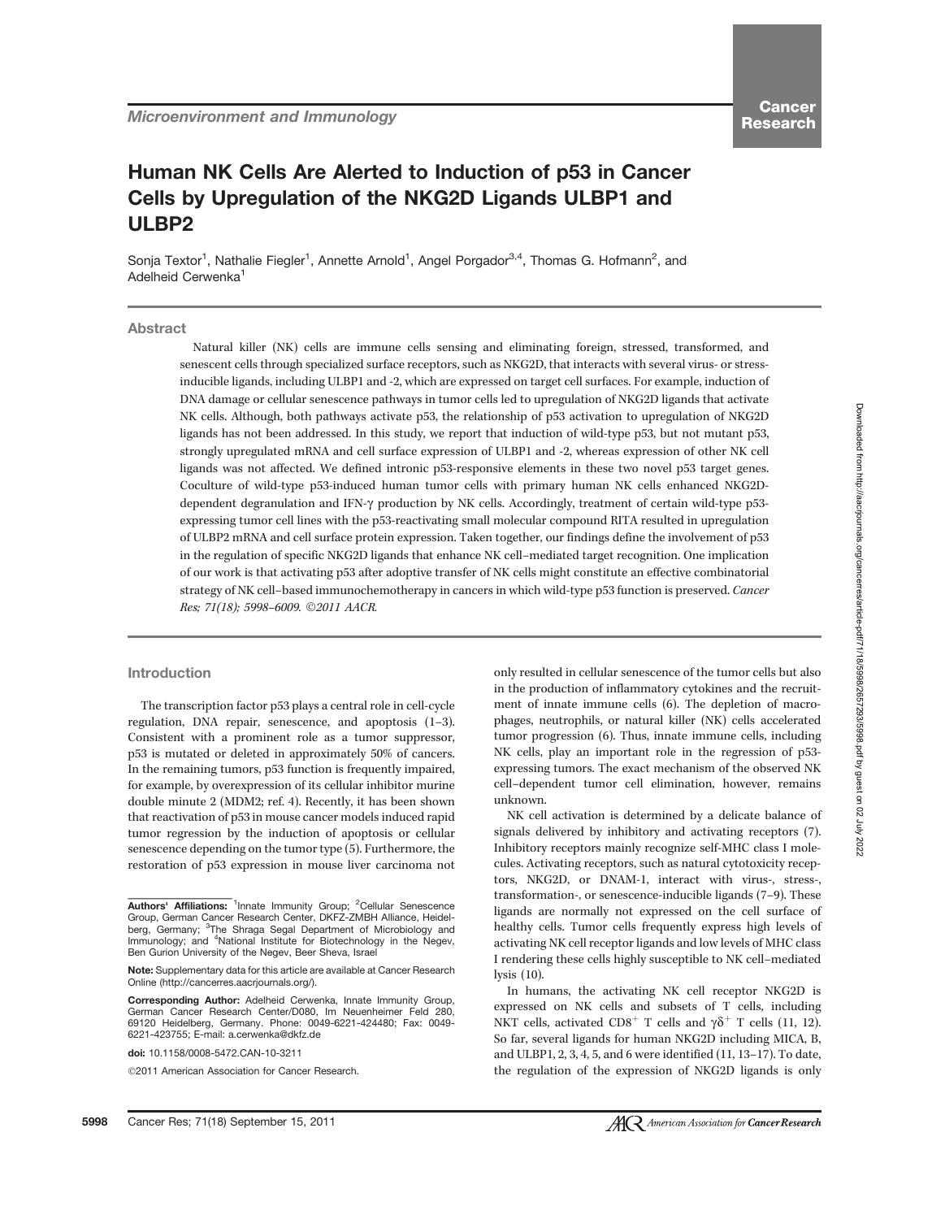Microenvironment and Immunology

# Human NK Cells Are Alerted to Induction of p53 in Cancer Cells by Upregulation of the NKG2D Ligands ULBP1 and ULBP2

Sonja Textor[1], Nathalie Fiegler[1], Annette Arnold[1], Angel Porgador[3,4], Thomas G. Hofmann[2], and Adelheid Cerwenka[1]

## Abstract

Natural killer (NK) cells are immune cells sensing and eliminating foreign, stressed, transformed, and senescent cells through specialized surface receptors, such as NKG2D, that interacts with several virus- or stress-inducible ligands, including ULBP1 and -2, which are expressed on target cell surfaces. For example, induction of DNA damage or cellular senescence pathways in tumor cells led to upregulation of NKG2D ligands that activate NK cells. Although, both pathways activate p53, the relationship of p53 activation to upregulation of NKG2D ligands has not been addressed. In this study, we report that induction of wild-type p53, but not mutant p53, strongly upregulated mRNA and cell surface expression of ULBP1 and -2, whereas expression of other NK cell ligands was not affected. We defined intronic p53-responsive elements in these two novel p53 target genes. Coculture of wild-type p53-induced human tumor cells with primary human NK cells enhanced NKG2D-dependent degranulation and IFN-γ production by NK cells. Accordingly, treatment of certain wild-type p53-expressing tumor cell lines with the p53-reactivating small molecular compound RITA resulted in upregulation of ULBP2 mRNA and cell surface protein expression. Taken together, our findings define the involvement of p53 in the regulation of specific NKG2D ligands that enhance NK cell–mediated target recognition. One implication of our work is that activating p53 after adoptive transfer of NK cells might constitute an effective combinatorial strategy of NK cell–based immunochemotherapy in cancers in which wild-type p53 function is preserved. *Cancer Res; 71(18); 5998–6009. ©2011 AACR.*

## Introduction

The transcription factor p53 plays a central role in cell-cycle regulation, DNA repair, senescence, and apoptosis (1–3). Consistent with a prominent role as a tumor suppressor, p53 is mutated or deleted in approximately 50% of cancers. In the remaining tumors, p53 function is frequently impaired, for example, by overexpression of its cellular inhibitor murine double minute 2 (MDM2; ref. 4). Recently, it has been shown that reactivation of p53 in mouse cancer models induced rapid tumor regression by the induction of apoptosis or cellular senescence depending on the tumor type (5). Furthermore, the restoration of p53 expression in mouse liver carcinoma not only resulted in cellular senescence of the tumor cells but also in the production of inflammatory cytokines and the recruitment of innate immune cells (6). The depletion of macrophages, neutrophils, or natural killer (NK) cells accelerated tumor progression (6). Thus, innate immune cells, including NK cells, play an important role in the regression of p53-expressing tumors. The exact mechanism of the observed NK cell–dependent tumor cell elimination, however, remains unknown.

NK cell activation is determined by a delicate balance of signals delivered by inhibitory and activating receptors (7). Inhibitory receptors mainly recognize self-MHC class I molecules. Activating receptors, such as natural cytotoxicity receptors, NKG2D, or DNAM-1, interact with virus-, stress-, transformation-, or senescence-inducible ligands (7–9). These ligands are normally not expressed on the cell surface of healthy cells. Tumor cells frequently express high levels of activating NK cell receptor ligands and low levels of MHC class I rendering these cells highly susceptible to NK cell–mediated lysis (10).

In humans, the activating NK cell receptor NKG2D is expressed on NK cells and subsets of T cells, including NKT cells, activated $CD8^+$ T cells and $\gamma\delta^+$ T cells (11, 12). So far, several ligands for human NKG2D including MICA, B, and ULBP1, 2, 3, 4, 5, and 6 were identified (11, 13–17). To date, the regulation of the expression of NKG2D ligands is only

**Authors' Affiliations:** [1]Innate Immunity Group; [2]Cellular Senescence Group, German Cancer Research Center, DKFZ-ZMBH Alliance, Heidelberg, Germany; [3]The Shraga Segal Department of Microbiology and Immunology; and [4]National Institute for Biotechnology in the Negev, Ben Gurion University of the Negev, Beer Sheva, Israel

**Note:** Supplementary data for this article are available at Cancer Research Online (http://cancerres.aacrjournals.org/).

**Corresponding Author:** Adelheid Cerwenka, Innate Immunity Group, German Cancer Research Center/D080, Im Neuenheimer Feld 280, 69120 Heidelberg, Germany. Phone: 0049-6221-424480; Fax: 0049-6221-423755; E-mail: a.cerwenka@dkfz.de

**doi:** 10.1158/0008-5472.CAN-10-3211

©2011 American Association for Cancer Research.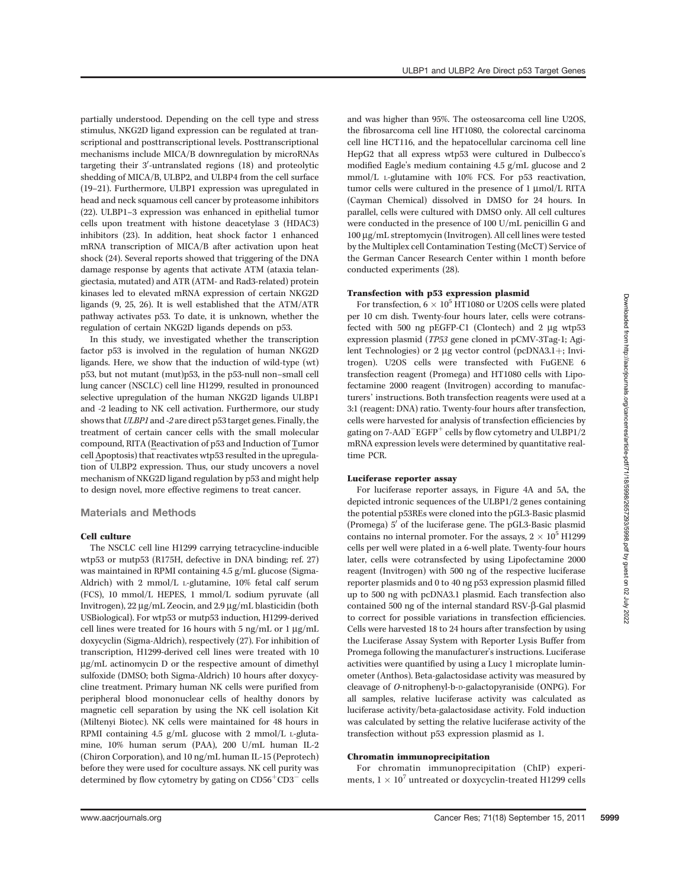partially understood. Depending on the cell type and stress stimulus, NKG2D ligand expression can be regulated at transcriptional and posttranscriptional levels. Posttranscriptional mechanisms include MICA/B downregulation by microRNAs targeting their 3′-untranslated regions (18) and proteolytic shedding of MICA/B, ULBP2, and ULBP4 from the cell surface (19–21). Furthermore, ULBP1 expression was upregulated in head and neck squamous cell cancer by proteasome inhibitors (22). ULBP1–3 expression was enhanced in epithelial tumor cells upon treatment with histone deacetylase 3 (HDAC3) inhibitors (23). In addition, heat shock factor 1 enhanced mRNA transcription of MICA/B after activation upon heat shock (24). Several reports showed that triggering of the DNA damage response by agents that activate ATM (ataxia telangiectasia, mutated) and ATR (ATM- and Rad3-related) protein kinases led to elevated mRNA expression of certain NKG2D ligands (9, 25, 26). It is well established that the ATM/ATR pathway activates p53. To date, it is unknown, whether the regulation of certain NKG2D ligands depends on p53.

In this study, we investigated whether the transcription factor p53 is involved in the regulation of human NKG2D ligands. Here, we show that the induction of wild-type (wt) p53, but not mutant (mut)p53, in the p53-null non–small cell lung cancer (NSCLC) cell line H1299, resulted in pronounced selective upregulation of the human NKG2D ligands ULBP1 and -2 leading to NK cell activation. Furthermore, our study shows that *ULBP1* and *-2* are direct p53 target genes. Finally, the treatment of certain cancer cells with the small molecular compound, RITA (Reactivation of p53 and Induction of Tumor cell Apoptosis) that reactivates wtp53 resulted in the upregulation of ULBP2 expression. Thus, our study uncovers a novel mechanism of NKG2D ligand regulation by p53 and might help to design novel, more effective regimens to treat cancer.

## Materials and Methods

### Cell culture

The NSCLC cell line H1299 carrying tetracycline-inducible wtp53 or mutp53 (R175H, defective in DNA binding; ref. 27) was maintained in RPMI containing 4.5 g/mL glucose (Sigma-Aldrich) with 2 mmol/L L-glutamine, 10% fetal calf serum (FCS), 10 mmol/L HEPES, 1 mmol/L sodium pyruvate (all Invitrogen), 22 μg/mL Zeocin, and 2.9 μg/mL blasticidin (both USBiological). For wtp53 or mutp53 induction, H1299-derived cell lines were treated for 16 hours with 5 ng/mL or 1 μg/mL doxycyclin (Sigma-Aldrich), respectively (27). For inhibition of transcription, H1299-derived cell lines were treated with 10 μg/mL actinomycin D or the respective amount of dimethyl sulfoxide (DMSO; both Sigma-Aldrich) 10 hours after doxycycline treatment. Primary human NK cells were purified from peripheral blood mononuclear cells of healthy donors by magnetic cell separation by using the NK cell isolation Kit (Miltenyi Biotec). NK cells were maintained for 48 hours in RPMI containing 4.5 g/mL glucose with 2 mmol/L L-glutamine, 10% human serum (PAA), 200 U/mL human IL-2 (Chiron Corporation), and 10 ng/mL human IL-15 (Peprotech) before they were used for coculture assays. NK cell purity was determined by flow cytometry by gating on $CD56^+CD3^-$ cells and was higher than 95%. The osteosarcoma cell line U2OS, the fibrosarcoma cell line HT1080, the colorectal carcinoma cell line HCT116, and the hepatocellular carcinoma cell line HepG2 that all express wtp53 were cultured in Dulbecco's modified Eagle's medium containing 4.5 g/mL glucose and 2 mmol/L L-glutamine with 10% FCS. For p53 reactivation, tumor cells were cultured in the presence of 1 μmol/L RITA (Cayman Chemical) dissolved in DMSO for 24 hours. In parallel, cells were cultured with DMSO only. All cell cultures were conducted in the presence of 100 U/mL penicillin G and 100 μg/mL streptomycin (Invitrogen). All cell lines were tested by the Multiplex cell Contamination Testing (McCT) Service of the German Cancer Research Center within 1 month before conducted experiments (28).

### Transfection with p53 expression plasmid

For transfection, $6 \times 10^5$ HT1080 or U2OS cells were plated per 10 cm dish. Twenty-four hours later, cells were cotransfected with 500 ng pEGFP-C1 (Clontech) and 2 μg wtp53 expression plasmid (*TP53* gene cloned in pCMV-3Tag-1; Agilent Technologies) or 2 μg vector control (pcDNA3.1+; Invitrogen). U2OS cells were transfected with FuGENE 6 transfection reagent (Promega) and HT1080 cells with Lipofectamine 2000 reagent (Invitrogen) according to manufacturers' instructions. Both transfection reagents were used at a 3:1 (reagent: DNA) ratio. Twenty-four hours after transfection, cells were harvested for analysis of transfection efficiencies by gating on $7\text{-AAD}^-\text{EGFP}^+$ cells by flow cytometry and ULBP1/2 mRNA expression levels were determined by quantitative real-time PCR.

### Luciferase reporter assay

For luciferase reporter assays, in Figure 4A and 5A, the depicted intronic sequences of the ULBP1/2 genes containing the potential p53REs were cloned into the pGL3-Basic plasmid (Promega) 5′ of the luciferase gene. The pGL3-Basic plasmid contains no internal promoter. For the assays, $2 \times 10^5$ H1299 cells per well were plated in a 6-well plate. Twenty-four hours later, cells were cotransfected by using Lipofectamine 2000 reagent (Invitrogen) with 500 ng of the respective luciferase reporter plasmids and 0 to 40 ng p53 expression plasmid filled up to 500 ng with pcDNA3.1 plasmid. Each transfection also contained 500 ng of the internal standard RSV-β-Gal plasmid to correct for possible variations in transfection efficiencies. Cells were harvested 18 to 24 hours after transfection by using the Luciferase Assay System with Reporter Lysis Buffer from Promega following the manufacturer's instructions. Luciferase activities were quantified by using a Lucy 1 microplate luminometer (Anthos). Beta-galactosidase activity was measured by cleavage of *O*-nitrophenyl-b-D-galactopyraniside (ONPG). For all samples, relative luciferase activity was calculated as luciferase activity/beta-galactosidase activity. Fold induction was calculated by setting the relative luciferase activity of the transfection without p53 expression plasmid as 1.

### Chromatin immunoprecipitation

For chromatin immunoprecipitation (ChIP) experiments, $1 \times 10^7$ untreated or doxycyclin-treated H1299 cells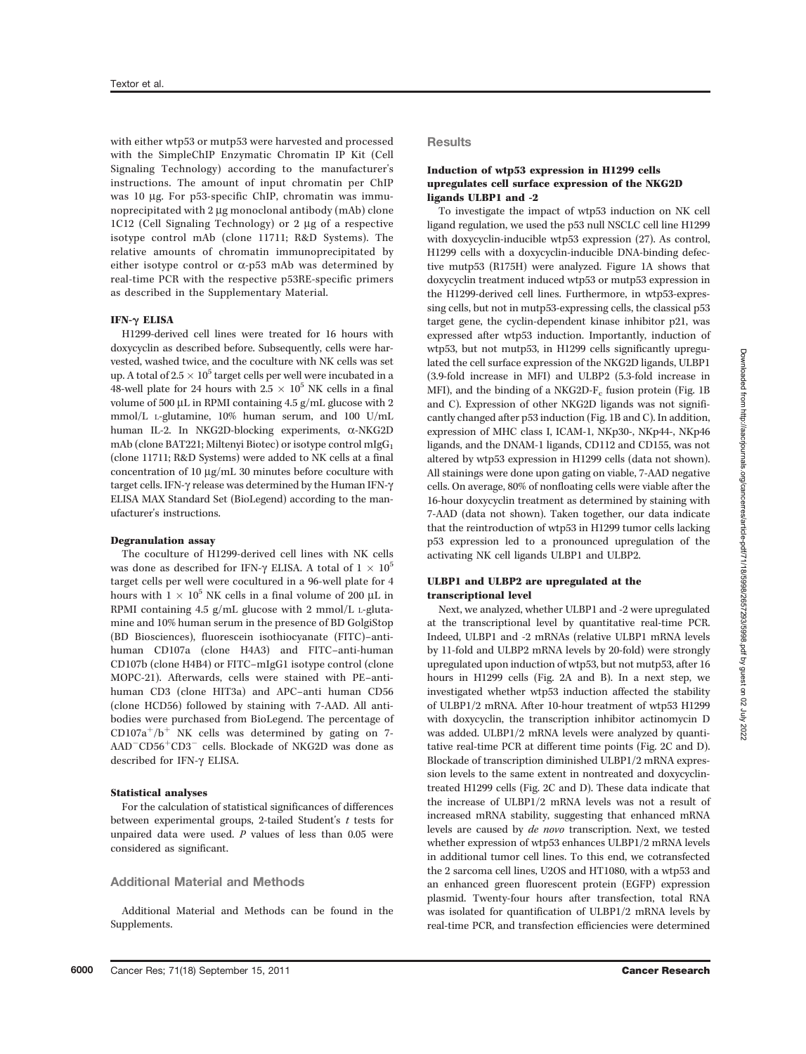with either wtp53 or mutp53 were harvested and processed with the SimpleChIP Enzymatic Chromatin IP Kit (Cell Signaling Technology) according to the manufacturer's instructions. The amount of input chromatin per ChIP was 10 μg. For p53-specific ChIP, chromatin was immunoprecipitated with 2 μg monoclonal antibody (mAb) clone 1C12 (Cell Signaling Technology) or 2 μg of a respective isotype control mAb (clone 11711; R&D Systems). The relative amounts of chromatin immunoprecipitated by either isotype control or α-p53 mAb was determined by real-time PCR with the respective p53RE-specific primers as described in the Supplementary Material.

#### IFN-γ ELISA

H1299-derived cell lines were treated for 16 hours with doxycyclin as described before. Subsequently, cells were harvested, washed twice, and the coculture with NK cells was set up. A total of $2.5 \times 10^5$ target cells per well were incubated in a 48-well plate for 24 hours with $2.5 \times 10^5$ NK cells in a final volume of 500 μL in RPMI containing 4.5 g/mL glucose with 2 mmol/L L-glutamine, 10% human serum, and 100 U/mL human IL-2. In NKG2D-blocking experiments, α-NKG2D mAb (clone BAT221; Miltenyi Biotec) or isotype control $mIgG_1$ (clone 11711; R&D Systems) were added to NK cells at a final concentration of 10 μg/mL 30 minutes before coculture with target cells. IFN-γ release was determined by the Human IFN-γ ELISA MAX Standard Set (BioLegend) according to the manufacturer's instructions.

#### Degranulation assay

The coculture of H1299-derived cell lines with NK cells was done as described for IFN-γ ELISA. A total of $1 \times 10^5$ target cells per well were cocultured in a 96-well plate for 4 hours with $1 \times 10^5$ NK cells in a final volume of 200 μL in RPMI containing 4.5 g/mL glucose with 2 mmol/L L-glutamine and 10% human serum in the presence of BD GolgiStop (BD Biosciences), fluorescein isothiocyanate (FITC)–anti-human CD107a (clone H4A3) and FITC–anti-human CD107b (clone H4B4) or FITC–mIgG1 isotype control (clone MOPC-21). Afterwards, cells were stained with PE–anti-human CD3 (clone HIT3a) and APC–anti human CD56 (clone HCD56) followed by staining with 7-AAD. All antibodies were purchased from BioLegend. The percentage of $CD107a^+/b^+$ NK cells was determined by gating on $7\text{-}AAD^-CD56^+CD3^-$ cells. Blockade of NKG2D was done as described for IFN-γ ELISA.

#### Statistical analyses

For the calculation of statistical significances of differences between experimental groups, 2-tailed Student's *t* tests for unpaired data were used. *P* values of less than 0.05 were considered as significant.

## Additional Material and Methods

Additional Material and Methods can be found in the Supplements.

## Results

#### Induction of wtp53 expression in H1299 cells upregulates cell surface expression of the NKG2D ligands ULBP1 and -2

To investigate the impact of wtp53 induction on NK cell ligand regulation, we used the p53 null NSCLC cell line H1299 with doxycyclin-inducible wtp53 expression (27). As control, H1299 cells with a doxycyclin-inducible DNA-binding defective mutp53 (R175H) were analyzed. Figure 1A shows that doxycyclin treatment induced wtp53 or mutp53 expression in the H1299-derived cell lines. Furthermore, in wtp53-expressing cells, but not in mutp53-expressing cells, the classical p53 target gene, the cyclin-dependent kinase inhibitor p21, was expressed after wtp53 induction. Importantly, induction of wtp53, but not mutp53, in H1299 cells significantly upregulated the cell surface expression of the NKG2D ligands, ULBP1 (3.9-fold increase in MFI) and ULBP2 (5.3-fold increase in MFI), and the binding of a NKG2D-$F_c$ fusion protein (Fig. 1B and C). Expression of other NKG2D ligands was not significantly changed after p53 induction (Fig. 1B and C). In addition, expression of MHC class I, ICAM-1, NKp30-, NKp44-, NKp46 ligands, and the DNAM-1 ligands, CD112 and CD155, was not altered by wtp53 expression in H1299 cells (data not shown). All stainings were done upon gating on viable, 7-AAD negative cells. On average, 80% of nonfloating cells were viable after the 16-hour doxycyclin treatment as determined by staining with 7-AAD (data not shown). Taken together, our data indicate that the reintroduction of wtp53 in H1299 tumor cells lacking p53 expression led to a pronounced upregulation of the activating NK cell ligands ULBP1 and ULBP2.

#### ULBP1 and ULBP2 are upregulated at the transcriptional level

Next, we analyzed, whether ULBP1 and -2 were upregulated at the transcriptional level by quantitative real-time PCR. Indeed, ULBP1 and -2 mRNAs (relative ULBP1 mRNA levels by 11-fold and ULBP2 mRNA levels by 20-fold) were strongly upregulated upon induction of wtp53, but not mutp53, after 16 hours in H1299 cells (Fig. 2A and B). In a next step, we investigated whether wtp53 induction affected the stability of ULBP1/2 mRNA. After 10-hour treatment of wtp53 H1299 with doxycyclin, the transcription inhibitor actinomycin D was added. ULBP1/2 mRNA levels were analyzed by quantitative real-time PCR at different time points (Fig. 2C and D). Blockade of transcription diminished ULBP1/2 mRNA expression levels to the same extent in nontreated and doxycyclin-treated H1299 cells (Fig. 2C and D). These data indicate that the increase of ULBP1/2 mRNA levels was not a result of increased mRNA stability, suggesting that enhanced mRNA levels are caused by *de novo* transcription. Next, we tested whether expression of wtp53 enhances ULBP1/2 mRNA levels in additional tumor cell lines. To this end, we cotransfected the 2 sarcoma cell lines, U2OS and HT1080, with a wtp53 and an enhanced green fluorescent protein (EGFP) expression plasmid. Twenty-four hours after transfection, total RNA was isolated for quantification of ULBP1/2 mRNA levels by real-time PCR, and transfection efficiencies were determined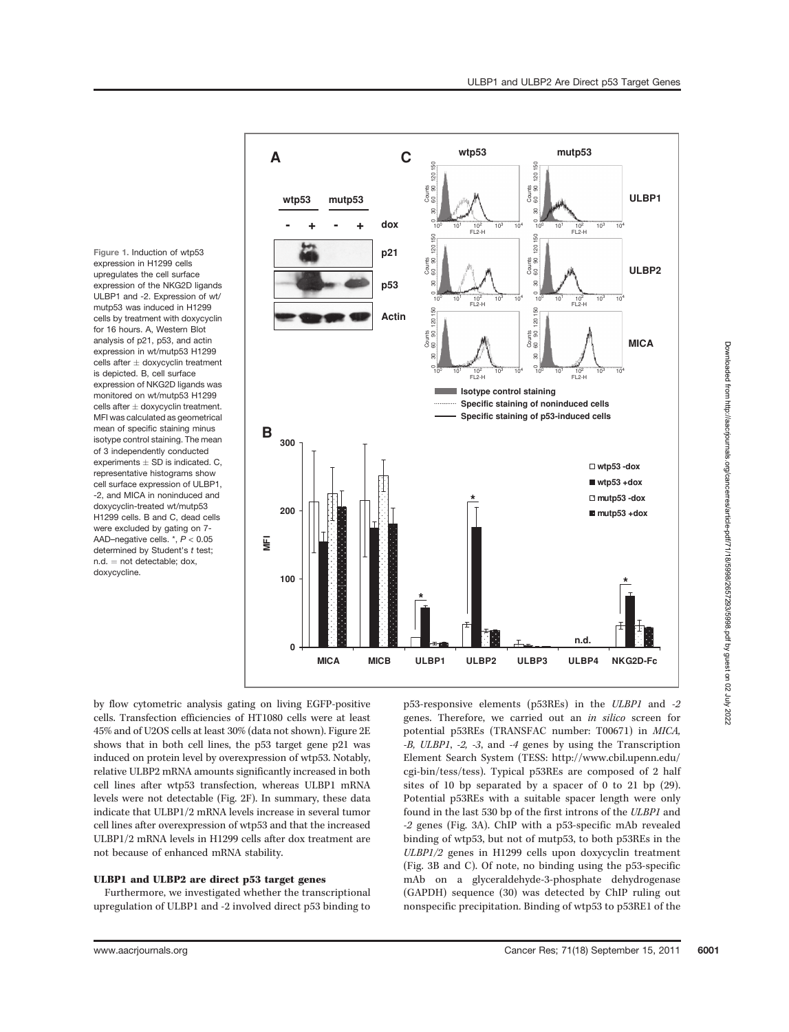Figure 1. Induction of wtp53 expression in H1299 cells upregulates the cell surface expression of the NKG2D ligands ULBP1 and -2. Expression of wt/mutp53 was induced in H1299 cells by treatment with doxycyclin for 16 hours. A, Western Blot analysis of p21, p53, and actin expression in wt/mutp53 H1299 cells after ± doxycyclin treatment is depicted. B, cell surface expression of NKG2D ligands was monitored on wt/mutp53 H1299 cells after ± doxycyclin treatment. MFI was calculated as geometrical mean of specific staining minus isotype control staining. The mean of 3 independently conducted experiments ± SD is indicated. C, representative histograms show cell surface expression of ULBP1, -2, and MICA in noninduced and doxycyclin-treated wt/mutp53 H1299 cells. B and C, dead cells were excluded by gating on 7-AAD–negative cells. *, $P < 0.05$ determined by Student's $t$ test; n.d. = not detectable; dox, doxycycline.

by flow cytometric analysis gating on living EGFP-positive cells. Transfection efficiencies of HT1080 cells were at least 45% and of U2OS cells at least 30% (data not shown). Figure 2E shows that in both cell lines, the p53 target gene p21 was induced on protein level by overexpression of wtp53. Notably, relative ULBP2 mRNA amounts significantly increased in both cell lines after wtp53 transfection, whereas ULBP1 mRNA levels were not detectable (Fig. 2F). In summary, these data indicate that ULBP1/2 mRNA levels increase in several tumor cell lines after overexpression of wtp53 and that the increased ULBP1/2 mRNA levels in H1299 cells after dox treatment are not because of enhanced mRNA stability.

### ULBP1 and ULBP2 are direct p53 target genes

Furthermore, we investigated whether the transcriptional upregulation of ULBP1 and -2 involved direct p53 binding to p53-responsive elements (p53REs) in the *ULBP1* and *-2* genes. Therefore, we carried out an *in silico* screen for potential p53REs (TRANSFAC number: T00671) in *MICA*, *-B*, *ULBP1*, *-2*, *-3*, and *-4* genes by using the Transcription Element Search System (TESS: http://www.cbil.upenn.edu/cgi-bin/tess/tess). Typical p53REs are composed of 2 half sites of 10 bp separated by a spacer of 0 to 21 bp (29). Potential p53REs with a suitable spacer length were only found in the last 530 bp of the first introns of the *ULBP1* and *-2* genes (Fig. 3A). ChIP with a p53-specific mAb revealed binding of wtp53, but not of mutp53, to both p53REs in the *ULBP1/2* genes in H1299 cells upon doxycyclin treatment (Fig. 3B and C). Of note, no binding using the p53-specific mAb on a glyceraldehyde-3-phosphate dehydrogenase (GAPDH) sequence (30) was detected by ChIP ruling out nonspecific precipitation. Binding of wtp53 to p53RE1 of the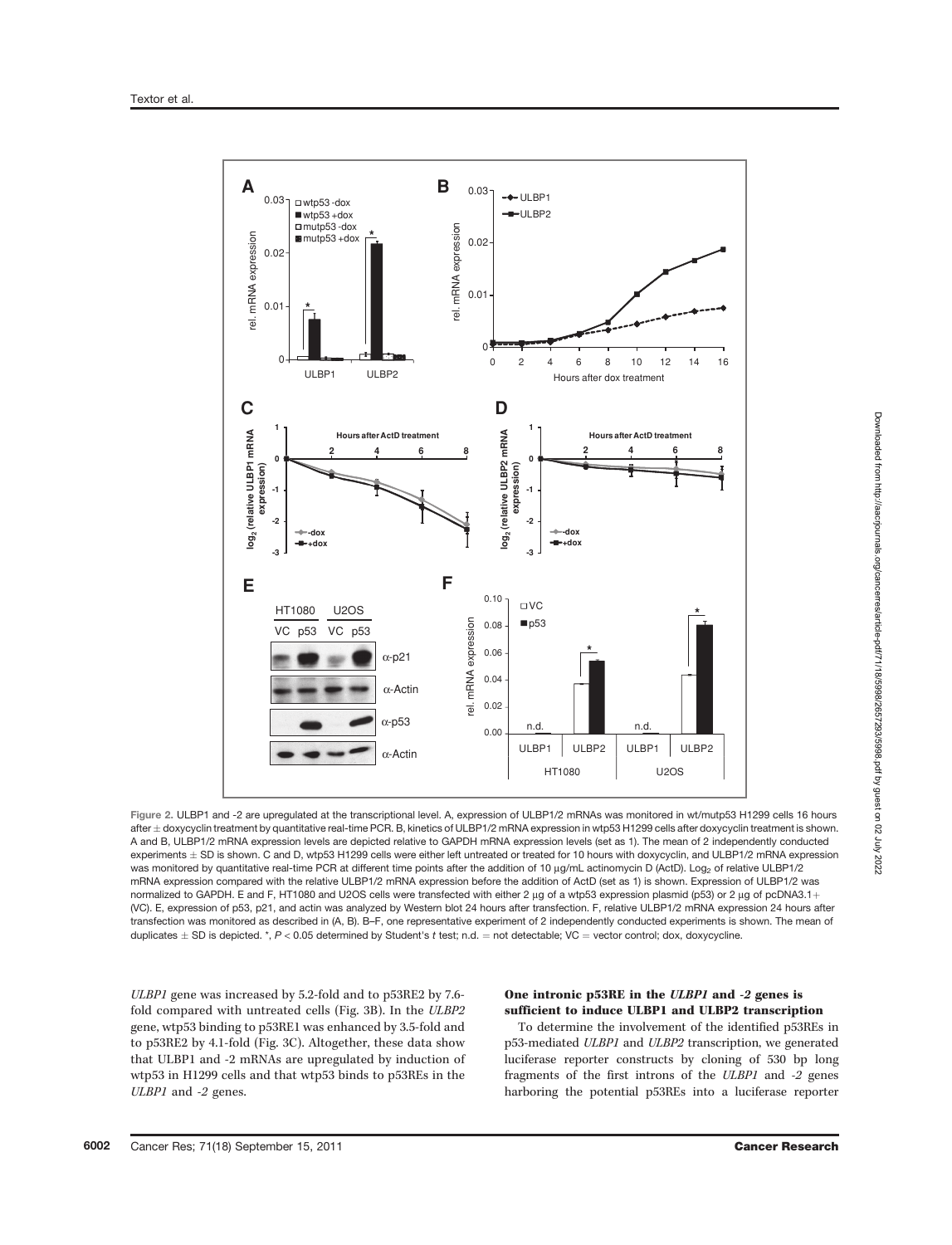Figure 2. ULBP1 and -2 are upregulated at the transcriptional level. A, expression of ULBP1/2 mRNAs was monitored in wt/mutp53 H1299 cells 16 hours after ± doxycyclin treatment by quantitative real-time PCR. B, kinetics of ULBP1/2 mRNA expression in wtp53 H1299 cells after doxycyclin treatment is shown. A and B, ULBP1/2 mRNA expression levels are depicted relative to GAPDH mRNA expression levels (set as 1). The mean of 2 independently conducted experiments ± SD is shown. C and D, wtp53 H1299 cells were either left untreated or treated for 10 hours with doxycyclin, and ULBP1/2 mRNA expression was monitored by quantitative real-time PCR at different time points after the addition of 10 μg/mL actinomycin D (ActD). $Log_2$ of relative ULBP1/2 mRNA expression compared with the relative ULBP1/2 mRNA expression before the addition of ActD (set as 1) is shown. Expression of ULBP1/2 was normalized to GAPDH. E and F, HT1080 and U2OS cells were transfected with either 2 μg of a wtp53 expression plasmid (p53) or 2 μg of pcDNA3.1+ (VC). E, expression of p53, p21, and actin was analyzed by Western blot 24 hours after transfection. F, relative ULBP1/2 mRNA expression 24 hours after transfection was monitored as described in (A, B). B–F, one representative experiment of 2 independently conducted experiments is shown. The mean of duplicates ± SD is depicted. *, $P < 0.05$ determined by Student's $t$ test; n.d. = not detectable; VC = vector control; dox, doxycycline.

*ULBP1* gene was increased by 5.2-fold and to p53RE2 by 7.6-fold compared with untreated cells (Fig. 3B). In the *ULBP2* gene, wtp53 binding to p53RE1 was enhanced by 3.5-fold and to p53RE2 by 4.1-fold (Fig. 3C). Altogether, these data show that ULBP1 and -2 mRNAs are upregulated by induction of wtp53 in H1299 cells and that wtp53 binds to p53REs in the *ULBP1* and *-2* genes.

### One intronic p53RE in the *ULBP1* and *-2* genes is sufficient to induce ULBP1 and ULBP2 transcription

To determine the involvement of the identified p53REs in p53-mediated *ULBP1* and *ULBP2* transcription, we generated luciferase reporter constructs by cloning of 530 bp long fragments of the first introns of the *ULBP1* and *-2* genes harboring the potential p53REs into a luciferase reporter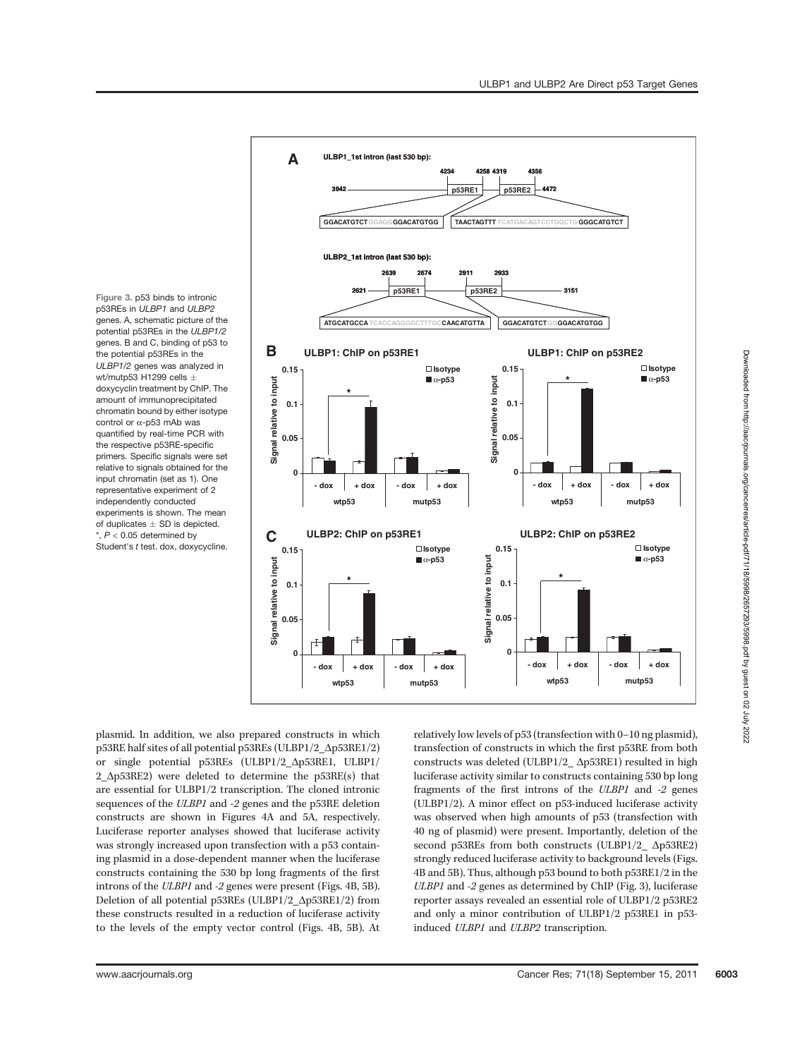Figure 3. p53 binds to intronic p53REs in *ULBP1* and *ULBP2* genes. A, schematic picture of the potential p53REs in the *ULBP1/2* genes. B and C, binding of p53 to the potential p53REs in the *ULBP1/2* genes was analyzed in wt/mutp53 H1299 cells ± doxycyclin treatment by ChIP. The amount of immunoprecipitated chromatin bound by either isotype control or α-p53 mAb was quantified by real-time PCR with the respective p53RE-specific primers. Specific signals were set relative to signals obtained for the input chromatin (set as 1). One representative experiment of 2 independently conducted experiments is shown. The mean of duplicates ± SD is depicted. *, $P < 0.05$ determined by Student's *t* test. dox, doxycycline.

plasmid. In addition, we also prepared constructs in which p53RE half sites of all potential p53REs (ULBP1/2_Δp53RE1/2) or single potential p53REs (ULBP1/2_Δp53RE1, ULBP1/2_Δp53RE2) were deleted to determine the p53RE(s) that are essential for ULBP1/2 transcription. The cloned intronic sequences of the *ULBP1* and *-2* genes and the p53RE deletion constructs are shown in Figures 4A and 5A, respectively. Luciferase reporter analyses showed that luciferase activity was strongly increased upon transfection with a p53 containing plasmid in a dose-dependent manner when the luciferase constructs containing the 530 bp long fragments of the first introns of the *ULBP1* and *-2* genes were present (Figs. 4B, 5B). Deletion of all potential p53REs (ULBP1/2_Δp53RE1/2) from these constructs resulted in a reduction of luciferase activity to the levels of the empty vector control (Figs. 4B, 5B). At relatively low levels of p53 (transfection with 0–10 ng plasmid), transfection of constructs in which the first p53RE from both constructs was deleted (ULBP1/2_ Δp53RE1) resulted in high luciferase activity similar to constructs containing 530 bp long fragments of the first introns of the *ULBP1* and *-2* genes (ULBP1/2). A minor effect on p53-induced luciferase activity was observed when high amounts of p53 (transfection with 40 ng of plasmid) were present. Importantly, deletion of the second p53REs from both constructs (ULBP1/2_ Δp53RE2) strongly reduced luciferase activity to background levels (Figs. 4B and 5B). Thus, although p53 bound to both p53RE1/2 in the *ULBP1* and *-2* genes as determined by ChIP (Fig. 3), luciferase reporter assays revealed an essential role of ULBP1/2 p53RE2 and only a minor contribution of ULBP1/2 p53RE1 in p53-induced *ULBP1* and *ULBP2* transcription.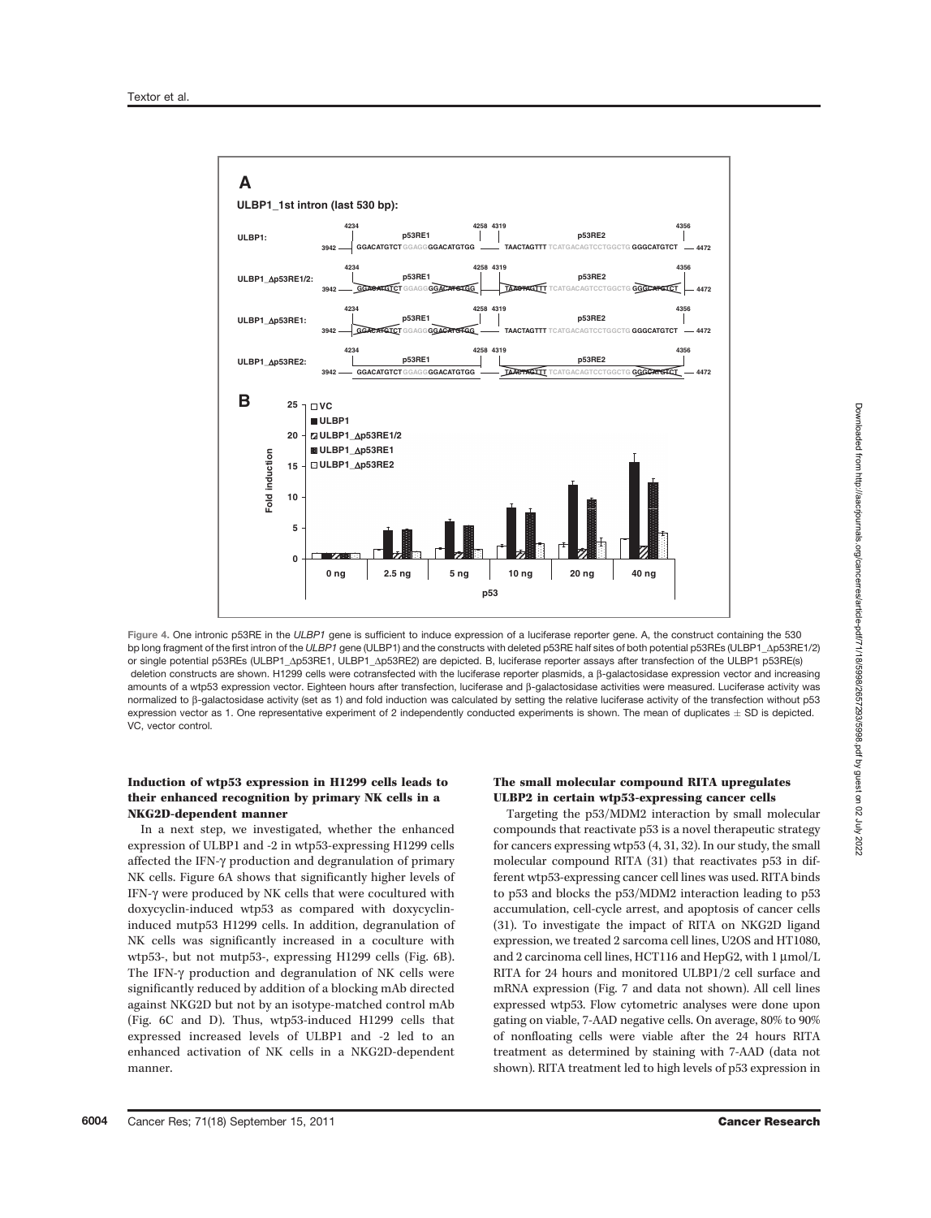Figure 4. One intronic p53RE in the *ULBP1* gene is sufficient to induce expression of a luciferase reporter gene. A, the construct containing the 530 bp long fragment of the first intron of the *ULBP1* gene (ULBP1) and the constructs with deleted p53RE half sites of both potential p53REs (ULBP1_Δp53RE1/2) or single potential p53REs (ULBP1_Δp53RE1, ULBP1_Δp53RE2) are depicted. B, luciferase reporter assays after transfection of the ULBP1 p53RE(s) deletion constructs are shown. H1299 cells were cotransfected with the luciferase reporter plasmids, a β-galactosidase expression vector and increasing amounts of a wtp53 expression vector. Eighteen hours after transfection, luciferase and β-galactosidase activities were measured. Luciferase activity was normalized to β-galactosidase activity (set as 1) and fold induction was calculated by setting the relative luciferase activity of the transfection without p53 expression vector as 1. One representative experiment of 2 independently conducted experiments is shown. The mean of duplicates ± SD is depicted. VC, vector control.

### Induction of wtp53 expression in H1299 cells leads to their enhanced recognition by primary NK cells in a NKG2D-dependent manner

In a next step, we investigated, whether the enhanced expression of ULBP1 and -2 in wtp53-expressing H1299 cells affected the IFN-γ production and degranulation of primary NK cells. Figure 6A shows that significantly higher levels of IFN-γ were produced by NK cells that were cocultured with doxycyclin-induced wtp53 as compared with doxycyclin-induced mutp53 H1299 cells. In addition, degranulation of NK cells was significantly increased in a coculture with wtp53-, but not mutp53-, expressing H1299 cells (Fig. 6B). The IFN-γ production and degranulation of NK cells were significantly reduced by addition of a blocking mAb directed against NKG2D but not by an isotype-matched control mAb (Fig. 6C and D). Thus, wtp53-induced H1299 cells that expressed increased levels of ULBP1 and -2 led to an enhanced activation of NK cells in a NKG2D-dependent manner.

### The small molecular compound RITA upregulates ULBP2 in certain wtp53-expressing cancer cells

Targeting the p53/MDM2 interaction by small molecular compounds that reactivate p53 is a novel therapeutic strategy for cancers expressing wtp53 (4, 31, 32). In our study, the small molecular compound RITA (31) that reactivates p53 in different wtp53-expressing cancer cell lines was used. RITA binds to p53 and blocks the p53/MDM2 interaction leading to p53 accumulation, cell-cycle arrest, and apoptosis of cancer cells (31). To investigate the impact of RITA on NKG2D ligand expression, we treated 2 sarcoma cell lines, U2OS and HT1080, and 2 carcinoma cell lines, HCT116 and HepG2, with 1 μmol/L RITA for 24 hours and monitored ULBP1/2 cell surface and mRNA expression (Fig. 7 and data not shown). All cell lines expressed wtp53. Flow cytometric analyses were done upon gating on viable, 7-AAD negative cells. On average, 80% to 90% of nonfloating cells were viable after the 24 hours RITA treatment as determined by staining with 7-AAD (data not shown). RITA treatment led to high levels of p53 expression in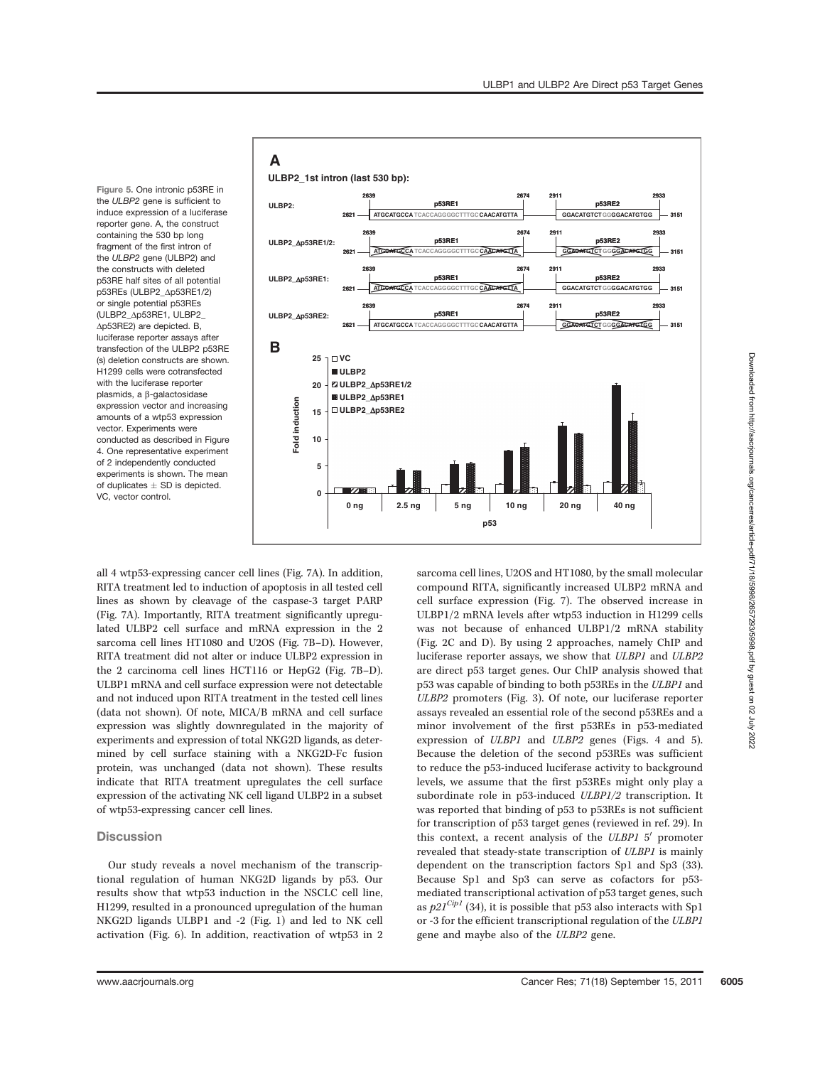Figure 5. One intronic p53RE in the *ULBP2* gene is sufficient to induce expression of a luciferase reporter gene. A, the construct containing the 530 bp long fragment of the first intron of the *ULBP2* gene (ULBP2) and the constructs with deleted p53RE half sites of all potential p53REs (ULBP2_Δp53RE1/2) or single potential p53REs (ULBP2_Δp53RE1, ULBP2_Δp53RE2) are depicted. B, luciferase reporter assays after transfection of the ULBP2 p53RE (s) deletion constructs are shown. H1299 cells were cotransfected with the luciferase reporter plasmids, a β-galactosidase expression vector and increasing amounts of a wtp53 expression vector. Experiments were conducted as described in Figure 4. One representative experiment of 2 independently conducted experiments is shown. The mean of duplicates ± SD is depicted. VC, vector control.

all 4 wtp53-expressing cancer cell lines (Fig. 7A). In addition, RITA treatment led to induction of apoptosis in all tested cell lines as shown by cleavage of the caspase-3 target PARP (Fig. 7A). Importantly, RITA treatment significantly upregulated ULBP2 cell surface and mRNA expression in the 2 sarcoma cell lines HT1080 and U2OS (Fig. 7B–D). However, RITA treatment did not alter or induce ULBP2 expression in the 2 carcinoma cell lines HCT116 or HepG2 (Fig. 7B–D). ULBP1 mRNA and cell surface expression were not detectable and not induced upon RITA treatment in the tested cell lines (data not shown). Of note, MICA/B mRNA and cell surface expression was slightly downregulated in the majority of experiments and expression of total NKG2D ligands, as determined by cell surface staining with a NKG2D-Fc fusion protein, was unchanged (data not shown). These results indicate that RITA treatment upregulates the cell surface expression of the activating NK cell ligand ULBP2 in a subset of wtp53-expressing cancer cell lines.

## Discussion

Our study reveals a novel mechanism of the transcriptional regulation of human NKG2D ligands by p53. Our results show that wtp53 induction in the NSCLC cell line, H1299, resulted in a pronounced upregulation of the human NKG2D ligands ULBP1 and -2 (Fig. 1) and led to NK cell activation (Fig. 6). In addition, reactivation of wtp53 in 2 sarcoma cell lines, U2OS and HT1080, by the small molecular compound RITA, significantly increased ULBP2 mRNA and cell surface expression (Fig. 7). The observed increase in ULBP1/2 mRNA levels after wtp53 induction in H1299 cells was not because of enhanced ULBP1/2 mRNA stability (Fig. 2C and D). By using 2 approaches, namely ChIP and luciferase reporter assays, we show that *ULBP1* and *ULBP2* are direct p53 target genes. Our ChIP analysis showed that p53 was capable of binding to both p53REs in the *ULBP1* and *ULBP2* promoters (Fig. 3). Of note, our luciferase reporter assays revealed an essential role of the second p53REs and a minor involvement of the first p53REs in p53-mediated expression of *ULBP1* and *ULBP2* genes (Figs. 4 and 5). Because the deletion of the second p53REs was sufficient to reduce the p53-induced luciferase activity to background levels, we assume that the first p53REs might only play a subordinate role in p53-induced *ULBP1/2* transcription. It was reported that binding of p53 to p53REs is not sufficient for transcription of p53 target genes (reviewed in ref. 29). In this context, a recent analysis of the *ULBP1* 5′ promoter revealed that steady-state transcription of *ULBP1* is mainly dependent on the transcription factors Sp1 and Sp3 (33). Because Sp1 and Sp3 can serve as cofactors for p53-mediated transcriptional activation of p53 target genes, such as $p21^{Cip1}$ (34), it is possible that p53 also interacts with Sp1 or -3 for the efficient transcriptional regulation of the *ULBP1* gene and maybe also of the *ULBP2* gene.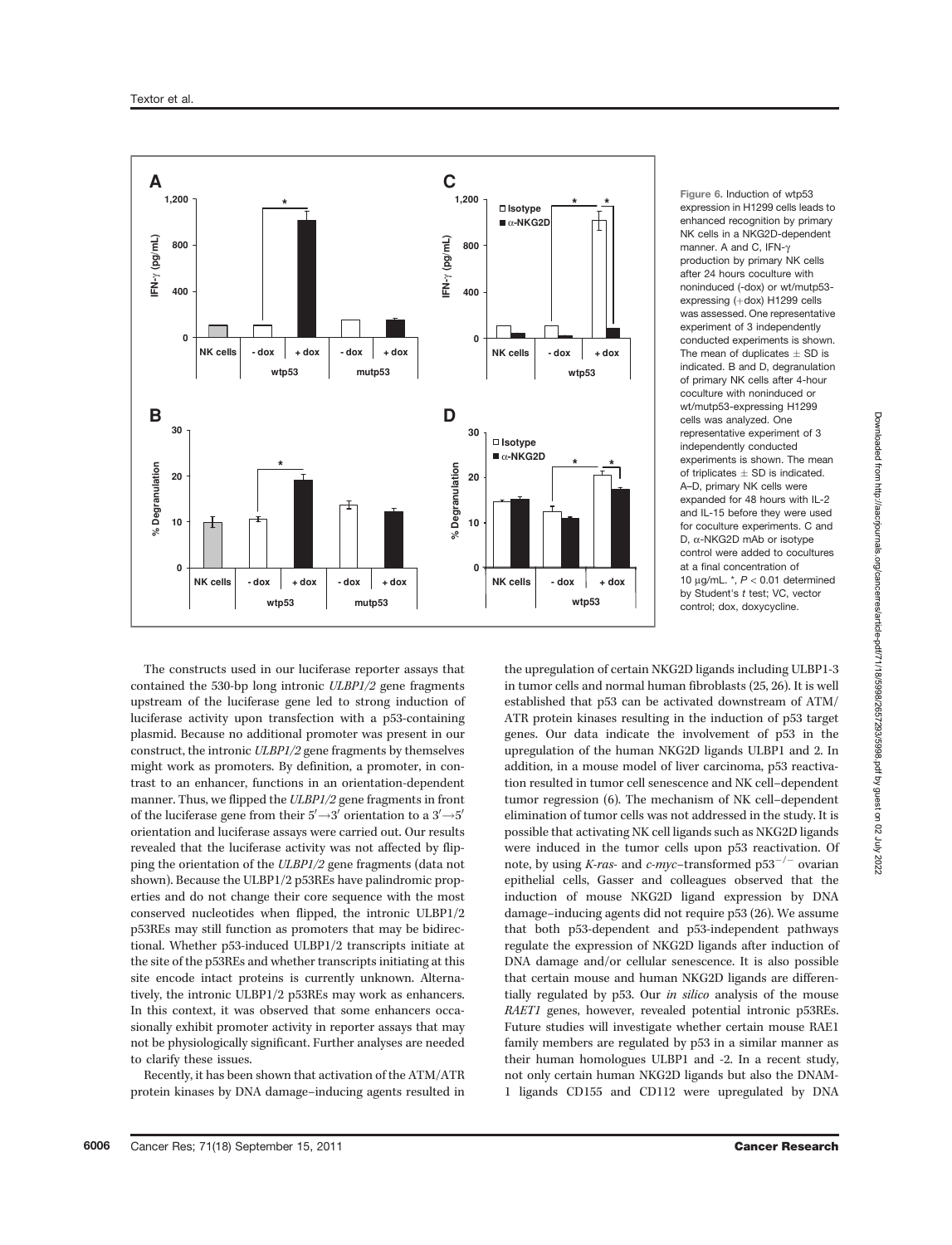Figure 6. Induction of wtp53 expression in H1299 cells leads to enhanced recognition by primary NK cells in a NKG2D-dependent manner. A and C, IFN-γ production by primary NK cells after 24 hours coculture with noninduced (-dox) or wt/mutp53-expressing (+dox) H1299 cells was assessed. One representative experiment of 3 independently conducted experiments is shown. The mean of duplicates ± SD is indicated. B and D, degranulation of primary NK cells after 4-hour coculture with noninduced or wt/mutp53-expressing H1299 cells was analyzed. One representative experiment of 3 independently conducted experiments is shown. The mean of triplicates ± SD is indicated. A–D, primary NK cells were expanded for 48 hours with IL-2 and IL-15 before they were used for coculture experiments. C and D, α-NKG2D mAb or isotype control were added to cocultures at a final concentration of 10 μg/mL. *, $P < 0.01$ determined by Student's *t* test; VC, vector control; dox, doxycycline.

The constructs used in our luciferase reporter assays that contained the 530-bp long intronic *ULBP1/2* gene fragments upstream of the luciferase gene led to strong induction of luciferase activity upon transfection with a p53-containing plasmid. Because no additional promoter was present in our construct, the intronic *ULBP1/2* gene fragments by themselves might work as promoters. By definition, a promoter, in contrast to an enhancer, functions in an orientation-dependent manner. Thus, we flipped the *ULBP1/2* gene fragments in front of the luciferase gene from their $5'\rightarrow3'$ orientation to a $3'\rightarrow5'$ orientation and luciferase assays were carried out. Our results revealed that the luciferase activity was not affected by flipping the orientation of the *ULBP1/2* gene fragments (data not shown). Because the ULBP1/2 p53REs have palindromic properties and do not change their core sequence with the most conserved nucleotides when flipped, the intronic ULBP1/2 p53REs may still function as promoters that may be bidirectional. Whether p53-induced ULBP1/2 transcripts initiate at the site of the p53REs and whether transcripts initiating at this site encode intact proteins is currently unknown. Alternatively, the intronic ULBP1/2 p53REs may work as enhancers. In this context, it was observed that some enhancers occasionally exhibit promoter activity in reporter assays that may not be physiologically significant. Further analyses are needed to clarify these issues.

Recently, it has been shown that activation of the ATM/ATR protein kinases by DNA damage–inducing agents resulted in the upregulation of certain NKG2D ligands including ULBP1-3 in tumor cells and normal human fibroblasts (25, 26). It is well established that p53 can be activated downstream of ATM/ATR protein kinases resulting in the induction of p53 target genes. Our data indicate the involvement of p53 in the upregulation of the human NKG2D ligands ULBP1 and 2. In addition, in a mouse model of liver carcinoma, p53 reactivation resulted in tumor cell senescence and NK cell–dependent tumor regression (6). The mechanism of NK cell–dependent elimination of tumor cells was not addressed in the study. It is possible that activating NK cell ligands such as NKG2D ligands were induced in the tumor cells upon p53 reactivation. Of note, by using *K-ras*- and *c-myc*–transformed $p53^{-/-}$ ovarian epithelial cells, Gasser and colleagues observed that the induction of mouse NKG2D ligand expression by DNA damage–inducing agents did not require p53 (26). We assume that both p53-dependent and p53-independent pathways regulate the expression of NKG2D ligands after induction of DNA damage and/or cellular senescence. It is also possible that certain mouse and human NKG2D ligands are differentially regulated by p53. Our *in silico* analysis of the mouse *RAET1* genes, however, revealed potential intronic p53REs. Future studies will investigate whether certain mouse RAE1 family members are regulated by p53 in a similar manner as their human homologues ULBP1 and -2. In a recent study, not only certain human NKG2D ligands but also the DNAM-1 ligands CD155 and CD112 were upregulated by DNA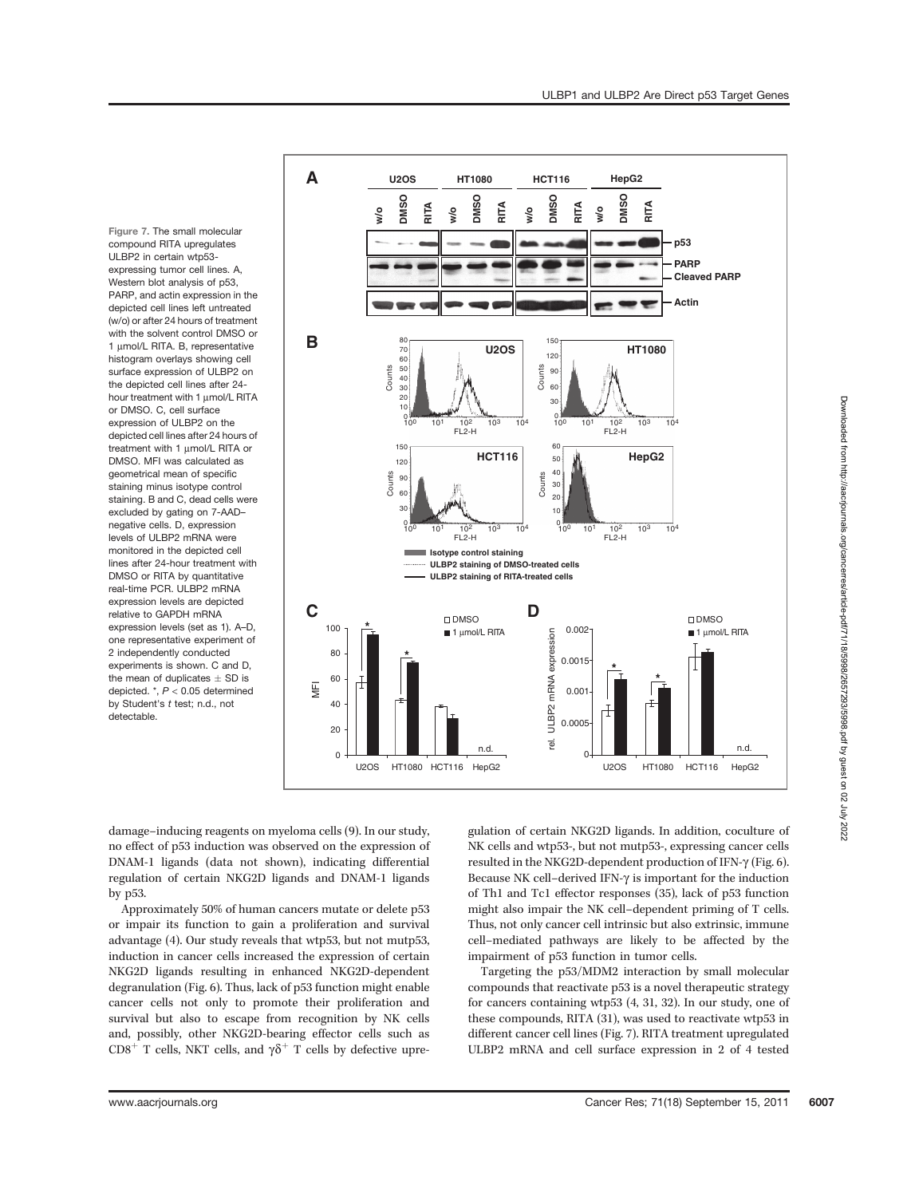Figure 7. The small molecular compound RITA upregulates ULBP2 in certain wtp53-expressing tumor cell lines. A, Western blot analysis of p53, PARP, and actin expression in the depicted cell lines left untreated (w/o) or after 24 hours of treatment with the solvent control DMSO or 1 μmol/L RITA. B, representative histogram overlays showing cell surface expression of ULBP2 on the depicted cell lines after 24-hour treatment with 1 μmol/L RITA or DMSO. C, cell surface expression of ULBP2 on the depicted cell lines after 24 hours of treatment with 1 μmol/L RITA or DMSO. MFI was calculated as geometrical mean of specific staining minus isotype control staining. B and C, dead cells were excluded by gating on 7-AAD–negative cells. D, expression levels of ULBP2 mRNA were monitored in the depicted cell lines after 24-hour treatment with DMSO or RITA by quantitative real-time PCR. ULBP2 mRNA expression levels are depicted relative to GAPDH mRNA expression levels (set as 1). A–D, one representative experiment of 2 independently conducted experiments is shown. C and D, the mean of duplicates ± SD is depicted. *, $P < 0.05$ determined by Student's $t$ test; n.d., not detectable.

damage–inducing reagents on myeloma cells (9). In our study, no effect of p53 induction was observed on the expression of DNAM-1 ligands (data not shown), indicating differential regulation of certain NKG2D ligands and DNAM-1 ligands by p53.

Approximately 50% of human cancers mutate or delete p53 or impair its function to gain a proliferation and survival advantage (4). Our study reveals that wtp53, but not mutp53, induction in cancer cells increased the expression of certain NKG2D ligands resulting in enhanced NKG2D-dependent degranulation (Fig. 6). Thus, lack of p53 function might enable cancer cells not only to promote their proliferation and survival but also to escape from recognition by NK cells and, possibly, other NKG2D-bearing effector cells such as $CD8^+$ T cells, NKT cells, and $\gamma\delta^+$ T cells by defective upregulation of certain NKG2D ligands. In addition, coculture of NK cells and wtp53-, but not mutp53-, expressing cancer cells resulted in the NKG2D-dependent production of IFN-γ (Fig. 6). Because NK cell–derived IFN-γ is important for the induction of Th1 and Tc1 effector responses (35), lack of p53 function might also impair the NK cell–dependent priming of T cells. Thus, not only cancer cell intrinsic but also extrinsic, immune cell–mediated pathways are likely to be affected by the impairment of p53 function in tumor cells.

Targeting the p53/MDM2 interaction by small molecular compounds that reactivate p53 is a novel therapeutic strategy for cancers containing wtp53 (4, 31, 32). In our study, one of these compounds, RITA (31), was used to reactivate wtp53 in different cancer cell lines (Fig. 7). RITA treatment upregulated ULBP2 mRNA and cell surface expression in 2 of 4 tested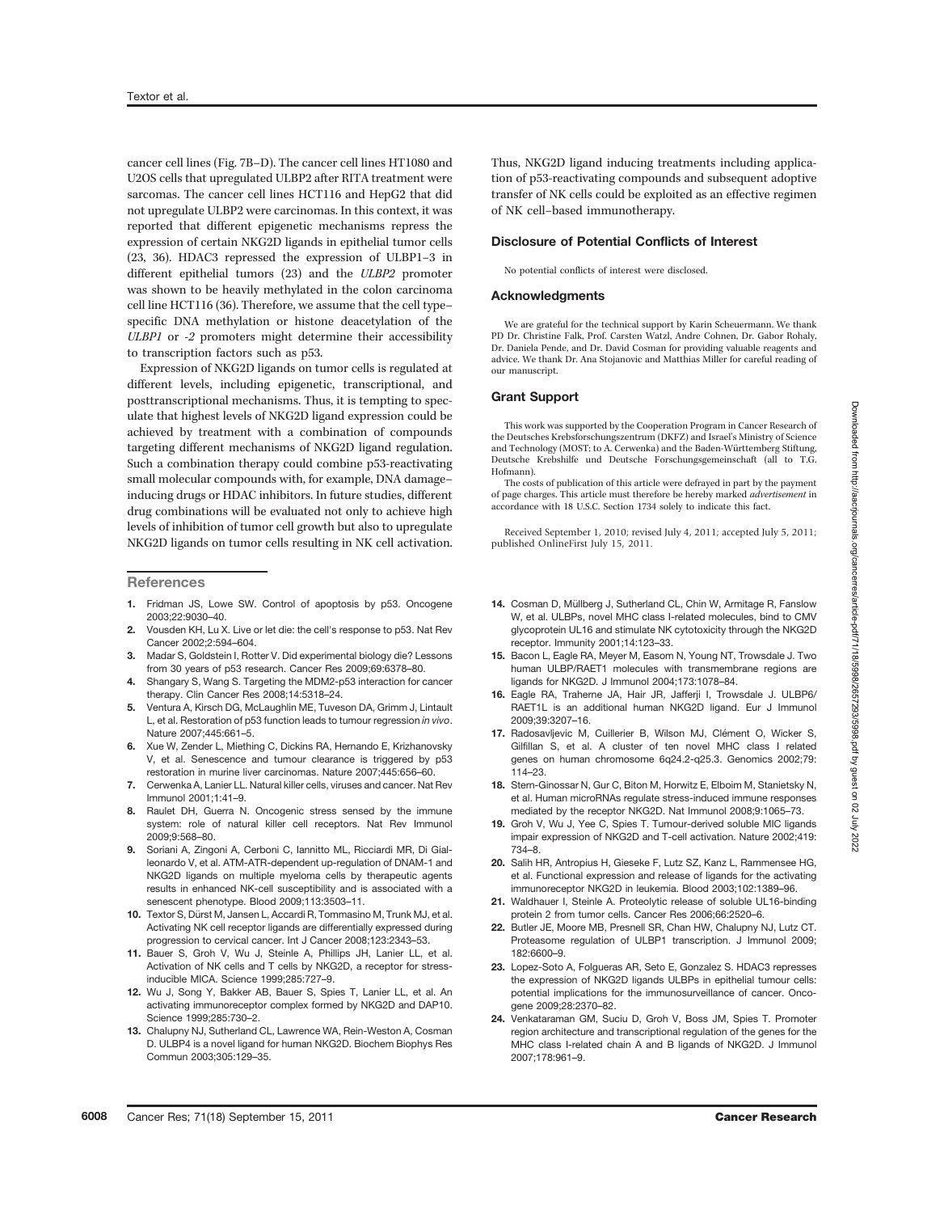cancer cell lines (Fig. 7B–D). The cancer cell lines HT1080 and U2OS cells that upregulated ULBP2 after RITA treatment were sarcomas. The cancer cell lines HCT116 and HepG2 that did not upregulate ULBP2 were carcinomas. In this context, it was reported that different epigenetic mechanisms repress the expression of certain NKG2D ligands in epithelial tumor cells (23, 36). HDAC3 repressed the expression of ULBP1–3 in different epithelial tumors (23) and the *ULBP2* promoter was shown to be heavily methylated in the colon carcinoma cell line HCT116 (36). Therefore, we assume that the cell type–specific DNA methylation or histone deacetylation of the *ULBP1* or *-2* promoters might determine their accessibility to transcription factors such as p53.

Expression of NKG2D ligands on tumor cells is regulated at different levels, including epigenetic, transcriptional, and posttranscriptional mechanisms. Thus, it is tempting to speculate that highest levels of NKG2D ligand expression could be achieved by treatment with a combination of compounds targeting different mechanisms of NKG2D ligand regulation. Such a combination therapy could combine p53-reactivating small molecular compounds with, for example, DNA damage–inducing drugs or HDAC inhibitors. In future studies, different drug combinations will be evaluated not only to achieve high levels of inhibition of tumor cell growth but also to upregulate NKG2D ligands on tumor cells resulting in NK cell activation. Thus, NKG2D ligand inducing treatments including application of p53-reactivating compounds and subsequent adoptive transfer of NK cells could be exploited as an effective regimen of NK cell–based immunotherapy.

## Disclosure of Potential Conflicts of Interest

No potential conflicts of interest were disclosed.

## Acknowledgments

We are grateful for the technical support by Karin Scheuermann. We thank PD Dr. Christine Falk, Prof. Carsten Watzl, Andre Cohnen, Dr. Gabor Rohaly, Dr. Daniela Pende, and Dr. David Cosman for providing valuable reagents and advice. We thank Dr. Ana Stojanovic and Matthias Miller for careful reading of our manuscript.

## Grant Support

This work was supported by the Cooperation Program in Cancer Research of the Deutsches Krebsforschungszentrum (DKFZ) and Israel's Ministry of Science and Technology (MOST; to A. Cerwenka) and the Baden-Württemberg Stiftung, Deutsche Krebshilfe und Deutsche Forschungsgemeinschaft (all to T.G. Hofmann).

The costs of publication of this article were defrayed in part by the payment of page charges. This article must therefore be hereby marked *advertisement* in accordance with 18 U.S.C. Section 1734 solely to indicate this fact.

Received September 1, 2010; revised July 4, 2011; accepted July 5, 2011; published OnlineFirst July 15, 2011.

## References

1. Fridman JS, Lowe SW. Control of apoptosis by p53. Oncogene 2003;22:9030–40.
2. Vousden KH, Lu X. Live or let die: the cell's response to p53. Nat Rev Cancer 2002;2:594–604.
3. Madar S, Goldstein I, Rotter V. Did experimental biology die? Lessons from 30 years of p53 research. Cancer Res 2009;69:6378–80.
4. Shangary S, Wang S. Targeting the MDM2-p53 interaction for cancer therapy. Clin Cancer Res 2008;14:5318–24.
5. Ventura A, Kirsch DG, McLaughlin ME, Tuveson DA, Grimm J, Lintault L, et al. Restoration of p53 function leads to tumour regression *in vivo*. Nature 2007;445:661–5.
6. Xue W, Zender L, Miething C, Dickins RA, Hernando E, Krizhanovsky V, et al. Senescence and tumour clearance is triggered by p53 restoration in murine liver carcinomas. Nature 2007;445:656–60.
7. Cerwenka A, Lanier LL. Natural killer cells, viruses and cancer. Nat Rev Immunol 2001;1:41–9.
8. Raulet DH, Guerra N. Oncogenic stress sensed by the immune system: role of natural killer cell receptors. Nat Rev Immunol 2009;9:568–80.
9. Soriani A, Zingoni A, Cerboni C, Iannitto ML, Ricciardi MR, Di Gialleonardo V, et al. ATM-ATR-dependent up-regulation of DNAM-1 and NKG2D ligands on multiple myeloma cells by therapeutic agents results in enhanced NK-cell susceptibility and is associated with a senescent phenotype. Blood 2009;113:3503–11.
10. Textor S, Dürst M, Jansen L, Accardi R, Tommasino M, Trunk MJ, et al. Activating NK cell receptor ligands are differentially expressed during progression to cervical cancer. Int J Cancer 2008;123:2343–53.
11. Bauer S, Groh V, Wu J, Steinle A, Phillips JH, Lanier LL, et al. Activation of NK cells and T cells by NKG2D, a receptor for stress-inducible MICA. Science 1999;285:727–9.
12. Wu J, Song Y, Bakker AB, Bauer S, Spies T, Lanier LL, et al. An activating immunoreceptor complex formed by NKG2D and DAP10. Science 1999;285:730–2.
13. Chalupny NJ, Sutherland CL, Lawrence WA, Rein-Weston A, Cosman D. ULBP4 is a novel ligand for human NKG2D. Biochem Biophys Res Commun 2003;305:129–35.
14. Cosman D, Müllberg J, Sutherland CL, Chin W, Armitage R, Fanslow W, et al. ULBPs, novel MHC class I-related molecules, bind to CMV glycoprotein UL16 and stimulate NK cytotoxicity through the NKG2D receptor. Immunity 2001;14:123–33.
15. Bacon L, Eagle RA, Meyer M, Easom N, Young NT, Trowsdale J. Two human ULBP/RAET1 molecules with transmembrane regions are ligands for NKG2D. J Immunol 2004;173:1078–84.
16. Eagle RA, Traherne JA, Hair JR, Jafferji I, Trowsdale J. ULBP6/RAET1L is an additional human NKG2D ligand. Eur J Immunol 2009;39:3207–16.
17. Radosavljevic M, Cuillerier B, Wilson MJ, Clément O, Wicker S, Gilfillan S, et al. A cluster of ten novel MHC class I related genes on human chromosome 6q24.2-q25.3. Genomics 2002;79:114–23.
18. Stern-Ginossar N, Gur C, Biton M, Horwitz E, Elboim M, Stanietsky N, et al. Human microRNAs regulate stress-induced immune responses mediated by the receptor NKG2D. Nat Immunol 2008;9:1065–73.
19. Groh V, Wu J, Yee C, Spies T. Tumour-derived soluble MIC ligands impair expression of NKG2D and T-cell activation. Nature 2002;419:734–8.
20. Salih HR, Antropius H, Gieseke F, Lutz SZ, Kanz L, Rammensee HG, et al. Functional expression and release of ligands for the activating immunoreceptor NKG2D in leukemia. Blood 2003;102:1389–96.
21. Waldhauer I, Steinle A. Proteolytic release of soluble UL16-binding protein 2 from tumor cells. Cancer Res 2006;66:2520–6.
22. Butler JE, Moore MB, Presnell SR, Chan HW, Chalupny NJ, Lutz CT. Proteasome regulation of ULBP1 transcription. J Immunol 2009;182:6600–9.
23. Lopez-Soto A, Folgueras AR, Seto E, Gonzalez S. HDAC3 represses the expression of NKG2D ligands ULBPs in epithelial tumour cells: potential implications for the immunosurveillance of cancer. Oncogene 2009;28:2370–82.
24. Venkataraman GM, Suciu D, Groh V, Boss JM, Spies T. Promoter region architecture and transcriptional regulation of the genes for the MHC class I-related chain A and B ligands of NKG2D. J Immunol 2007;178:961–9.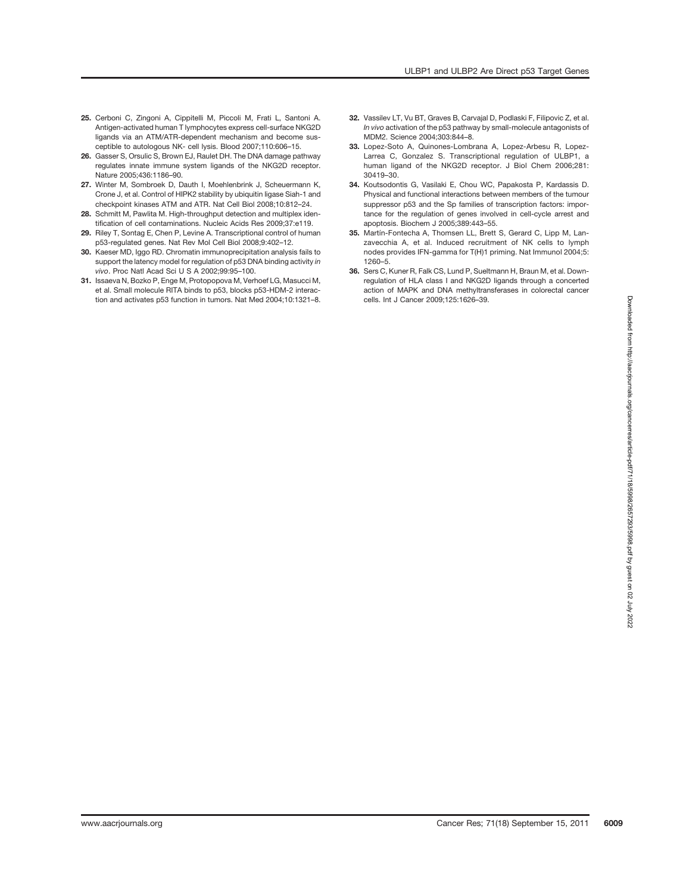25. Cerboni C, Zingoni A, Cippitelli M, Piccoli M, Frati L, Santoni A. Antigen-activated human T lymphocytes express cell-surface NKG2D ligands via an ATM/ATR-dependent mechanism and become susceptible to autologous NK- cell lysis. Blood 2007;110:606–15.
26. Gasser S, Orsulic S, Brown EJ, Raulet DH. The DNA damage pathway regulates innate immune system ligands of the NKG2D receptor. Nature 2005;436:1186–90.
27. Winter M, Sombroek D, Dauth I, Moehlenbrink J, Scheuermann K, Crone J, et al. Control of HIPK2 stability by ubiquitin ligase Siah-1 and checkpoint kinases ATM and ATR. Nat Cell Biol 2008;10:812–24.
28. Schmitt M, Pawlita M. High-throughput detection and multiplex identification of cell contaminations. Nucleic Acids Res 2009;37:e119.
29. Riley T, Sontag E, Chen P, Levine A. Transcriptional control of human p53-regulated genes. Nat Rev Mol Cell Biol 2008;9:402–12.
30. Kaeser MD, Iggo RD. Chromatin immunoprecipitation analysis fails to support the latency model for regulation of p53 DNA binding activity *in vivo*. Proc Natl Acad Sci U S A 2002;99:95–100.
31. Issaeva N, Bozko P, Enge M, Protopopova M, Verhoef LG, Masucci M, et al. Small molecule RITA binds to p53, blocks p53-HDM-2 interaction and activates p53 function in tumors. Nat Med 2004;10:1321–8.
32. Vassilev LT, Vu BT, Graves B, Carvajal D, Podlaski F, Filipovic Z, et al. *In vivo* activation of the p53 pathway by small-molecule antagonists of MDM2. Science 2004;303:844–8.
33. Lopez-Soto A, Quinones-Lombrana A, Lopez-Arbesu R, Lopez-Larrea C, Gonzalez S. Transcriptional regulation of ULBP1, a human ligand of the NKG2D receptor. J Biol Chem 2006;281: 30419–30.
34. Koutsodontis G, Vasilaki E, Chou WC, Papakosta P, Kardassis D. Physical and functional interactions between members of the tumour suppressor p53 and the Sp families of transcription factors: importance for the regulation of genes involved in cell-cycle arrest and apoptosis. Biochem J 2005;389:443–55.
35. Martín-Fontecha A, Thomsen LL, Brett S, Gerard C, Lipp M, Lanzavecchia A, et al. Induced recruitment of NK cells to lymph nodes provides IFN-gamma for T(H)1 priming. Nat Immunol 2004;5: 1260–5.
36. Sers C, Kuner R, Falk CS, Lund P, Sueltmann H, Braun M, et al. Down-regulation of HLA class I and NKG2D ligands through a concerted action of MAPK and DNA methyltransferases in colorectal cancer cells. Int J Cancer 2009;125:1626–39.